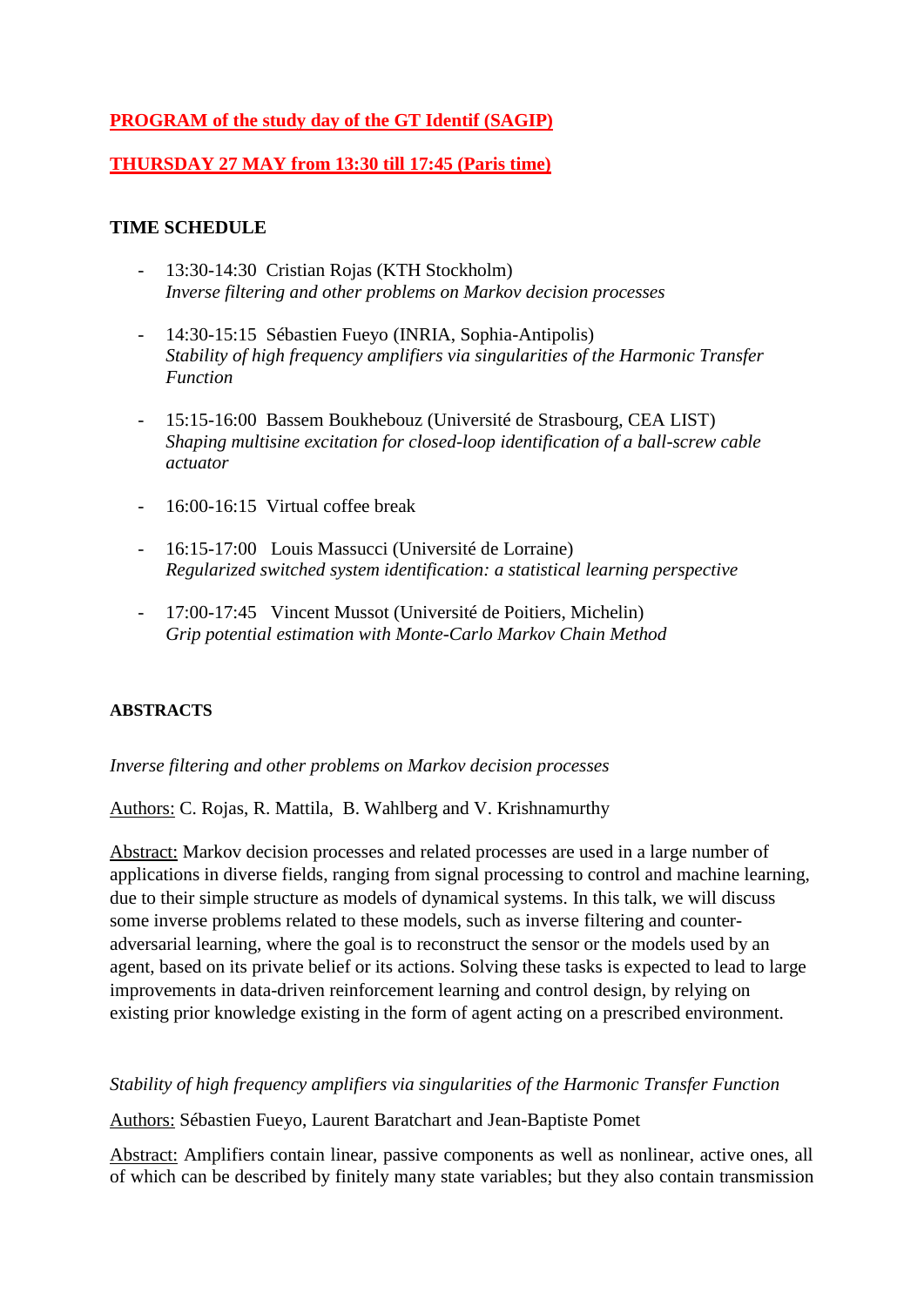**PROGRAM of the study day of the GT Identif (SAGIP)**

**THURSDAY 27 MAY from 13:30 till 17:45 (Paris time)**

**TIME SCHEDULE**

- 13:30-14:30 Cristian Rojas (KTH Stockholm)
  *Inverse filtering and other problems on Markov decision processes*

- 14:30-15:15 Sébastien Fueyo (INRIA, Sophia-Antipolis)
  *Stability of high frequency amplifiers via singularities of the Harmonic Transfer Function*

- 15:15-16:00 Bassem Boukhebouz (Université de Strasbourg, CEA LIST)
  *Shaping multisine excitation for closed-loop identification of a ball-screw cable actuator*

- 16:00-16:15 Virtual coffee break

- 16:15-17:00 Louis Massucci (Université de Lorraine)
  *Regularized switched system identification: a statistical learning perspective*

- 17:00-17:45 Vincent Mussot (Université de Poitiers, Michelin)
  *Grip potential estimation with Monte-Carlo Markov Chain Method*

**ABSTRACTS**

*Inverse filtering and other problems on Markov decision processes*

Authors: C. Rojas, R. Mattila, B. Wahlberg and V. Krishnamurthy

Abstract: Markov decision processes and related processes are used in a large number of applications in diverse fields, ranging from signal processing to control and machine learning, due to their simple structure as models of dynamical systems. In this talk, we will discuss some inverse problems related to these models, such as inverse filtering and counter-adversarial learning, where the goal is to reconstruct the sensor or the models used by an agent, based on its private belief or its actions. Solving these tasks is expected to lead to large improvements in data-driven reinforcement learning and control design, by relying on existing prior knowledge existing in the form of agent acting on a prescribed environment.

*Stability of high frequency amplifiers via singularities of the Harmonic Transfer Function*

Authors: Sébastien Fueyo, Laurent Baratchart and Jean-Baptiste Pomet

Abstract: Amplifiers contain linear, passive components as well as nonlinear, active ones, all of which can be described by finitely many state variables; but they also contain transmission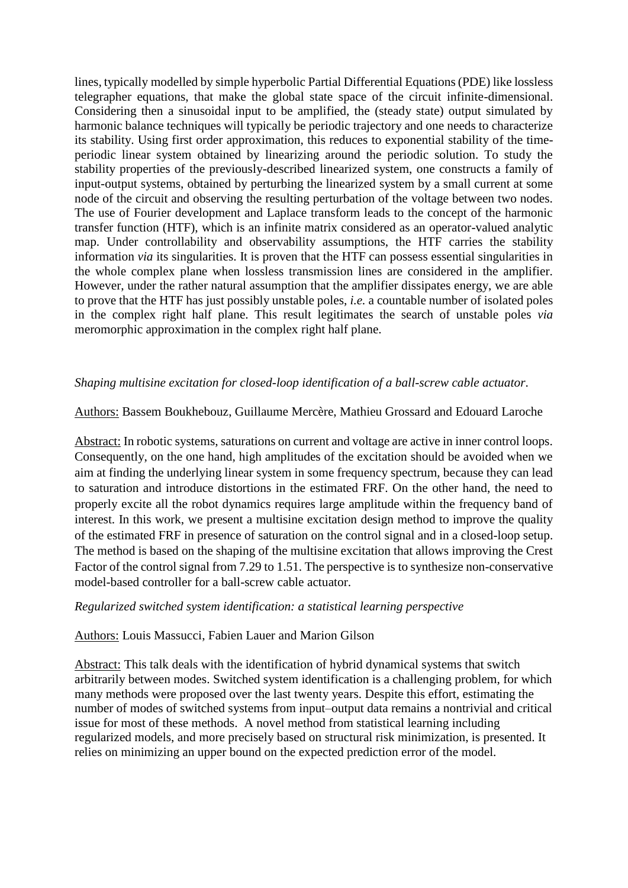lines, typically modelled by simple hyperbolic Partial Differential Equations (PDE) like lossless telegrapher equations, that make the global state space of the circuit infinite-dimensional. Considering then a sinusoidal input to be amplified, the (steady state) output simulated by harmonic balance techniques will typically be periodic trajectory and one needs to characterize its stability. Using first order approximation, this reduces to exponential stability of the time-periodic linear system obtained by linearizing around the periodic solution. To study the stability properties of the previously-described linearized system, one constructs a family of input-output systems, obtained by perturbing the linearized system by a small current at some node of the circuit and observing the resulting perturbation of the voltage between two nodes. The use of Fourier development and Laplace transform leads to the concept of the harmonic transfer function (HTF), which is an infinite matrix considered as an operator-valued analytic map. Under controllability and observability assumptions, the HTF carries the stability information *via* its singularities. It is proven that the HTF can possess essential singularities in the whole complex plane when lossless transmission lines are considered in the amplifier. However, under the rather natural assumption that the amplifier dissipates energy, we are able to prove that the HTF has just possibly unstable poles, *i.e.* a countable number of isolated poles in the complex right half plane. This result legitimates the search of unstable poles *via* meromorphic approximation in the complex right half plane.

*Shaping multisine excitation for closed-loop identification of a ball-screw cable actuator.*

Authors: Bassem Boukhebouz, Guillaume Mercère, Mathieu Grossard and Edouard Laroche

Abstract: In robotic systems, saturations on current and voltage are active in inner control loops. Consequently, on the one hand, high amplitudes of the excitation should be avoided when we aim at finding the underlying linear system in some frequency spectrum, because they can lead to saturation and introduce distortions in the estimated FRF. On the other hand, the need to properly excite all the robot dynamics requires large amplitude within the frequency band of interest. In this work, we present a multisine excitation design method to improve the quality of the estimated FRF in presence of saturation on the control signal and in a closed-loop setup. The method is based on the shaping of the multisine excitation that allows improving the Crest Factor of the control signal from 7.29 to 1.51. The perspective is to synthesize non-conservative model-based controller for a ball-screw cable actuator.

*Regularized switched system identification: a statistical learning perspective*

Authors: Louis Massucci, Fabien Lauer and Marion Gilson

Abstract: This talk deals with the identification of hybrid dynamical systems that switch arbitrarily between modes. Switched system identification is a challenging problem, for which many methods were proposed over the last twenty years. Despite this effort, estimating the number of modes of switched systems from input–output data remains a nontrivial and critical issue for most of these methods. A novel method from statistical learning including regularized models, and more precisely based on structural risk minimization, is presented. It relies on minimizing an upper bound on the expected prediction error of the model.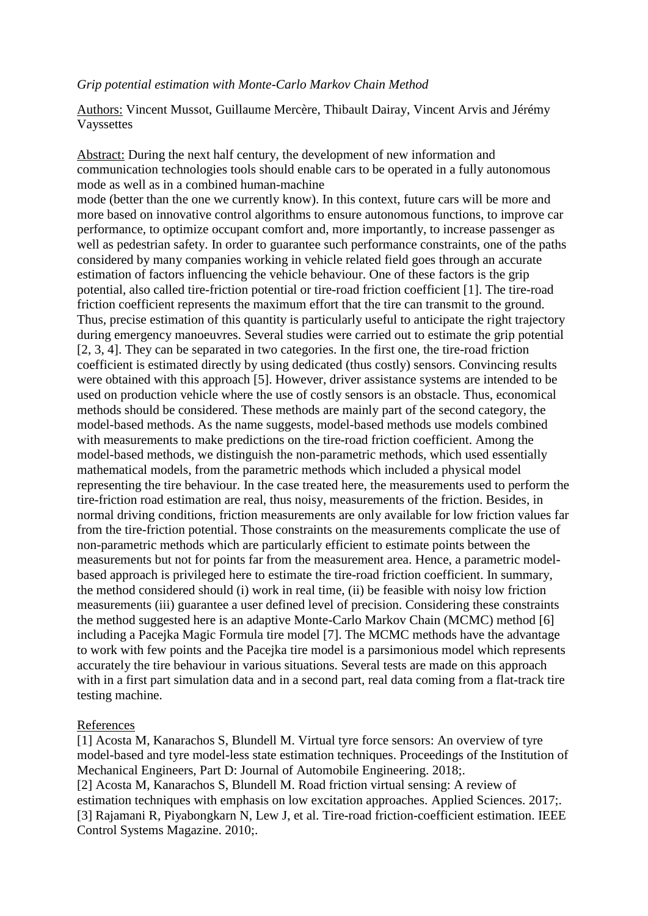*Grip potential estimation with Monte-Carlo Markov Chain Method*

Authors: Vincent Mussot, Guillaume Mercère, Thibault Dairay, Vincent Arvis and Jérémy Vayssettes

Abstract: During the next half century, the development of new information and communication technologies tools should enable cars to be operated in a fully autonomous mode as well as in a combined human-machine mode (better than the one we currently know). In this context, future cars will be more and more based on innovative control algorithms to ensure autonomous functions, to improve car performance, to optimize occupant comfort and, more importantly, to increase passenger as well as pedestrian safety. In order to guarantee such performance constraints, one of the paths considered by many companies working in vehicle related field goes through an accurate estimation of factors influencing the vehicle behaviour. One of these factors is the grip potential, also called tire-friction potential or tire-road friction coefficient [1]. The tire-road friction coefficient represents the maximum effort that the tire can transmit to the ground. Thus, precise estimation of this quantity is particularly useful to anticipate the right trajectory during emergency manoeuvres. Several studies were carried out to estimate the grip potential [2, 3, 4]. They can be separated in two categories. In the first one, the tire-road friction coefficient is estimated directly by using dedicated (thus costly) sensors. Convincing results were obtained with this approach [5]. However, driver assistance systems are intended to be used on production vehicle where the use of costly sensors is an obstacle. Thus, economical methods should be considered. These methods are mainly part of the second category, the model-based methods. As the name suggests, model-based methods use models combined with measurements to make predictions on the tire-road friction coefficient. Among the model-based methods, we distinguish the non-parametric methods, which used essentially mathematical models, from the parametric methods which included a physical model representing the tire behaviour. In the case treated here, the measurements used to perform the tire-friction road estimation are real, thus noisy, measurements of the friction. Besides, in normal driving conditions, friction measurements are only available for low friction values far from the tire-friction potential. Those constraints on the measurements complicate the use of non-parametric methods which are particularly efficient to estimate points between the measurements but not for points far from the measurement area. Hence, a parametric model-based approach is privileged here to estimate the tire-road friction coefficient. In summary, the method considered should (i) work in real time, (ii) be feasible with noisy low friction measurements (iii) guarantee a user defined level of precision. Considering these constraints the method suggested here is an adaptive Monte-Carlo Markov Chain (MCMC) method [6] including a Pacejka Magic Formula tire model [7]. The MCMC methods have the advantage to work with few points and the Pacejka tire model is a parsimonious model which represents accurately the tire behaviour in various situations. Several tests are made on this approach with in a first part simulation data and in a second part, real data coming from a flat-track tire testing machine.

References

[1] Acosta M, Kanarachos S, Blundell M. Virtual tyre force sensors: An overview of tyre model-based and tyre model-less state estimation techniques. Proceedings of the Institution of Mechanical Engineers, Part D: Journal of Automobile Engineering. 2018;.

[2] Acosta M, Kanarachos S, Blundell M. Road friction virtual sensing: A review of estimation techniques with emphasis on low excitation approaches. Applied Sciences. 2017;.

[3] Rajamani R, Piyabongkarn N, Lew J, et al. Tire-road friction-coefficient estimation. IEEE Control Systems Magazine. 2010;.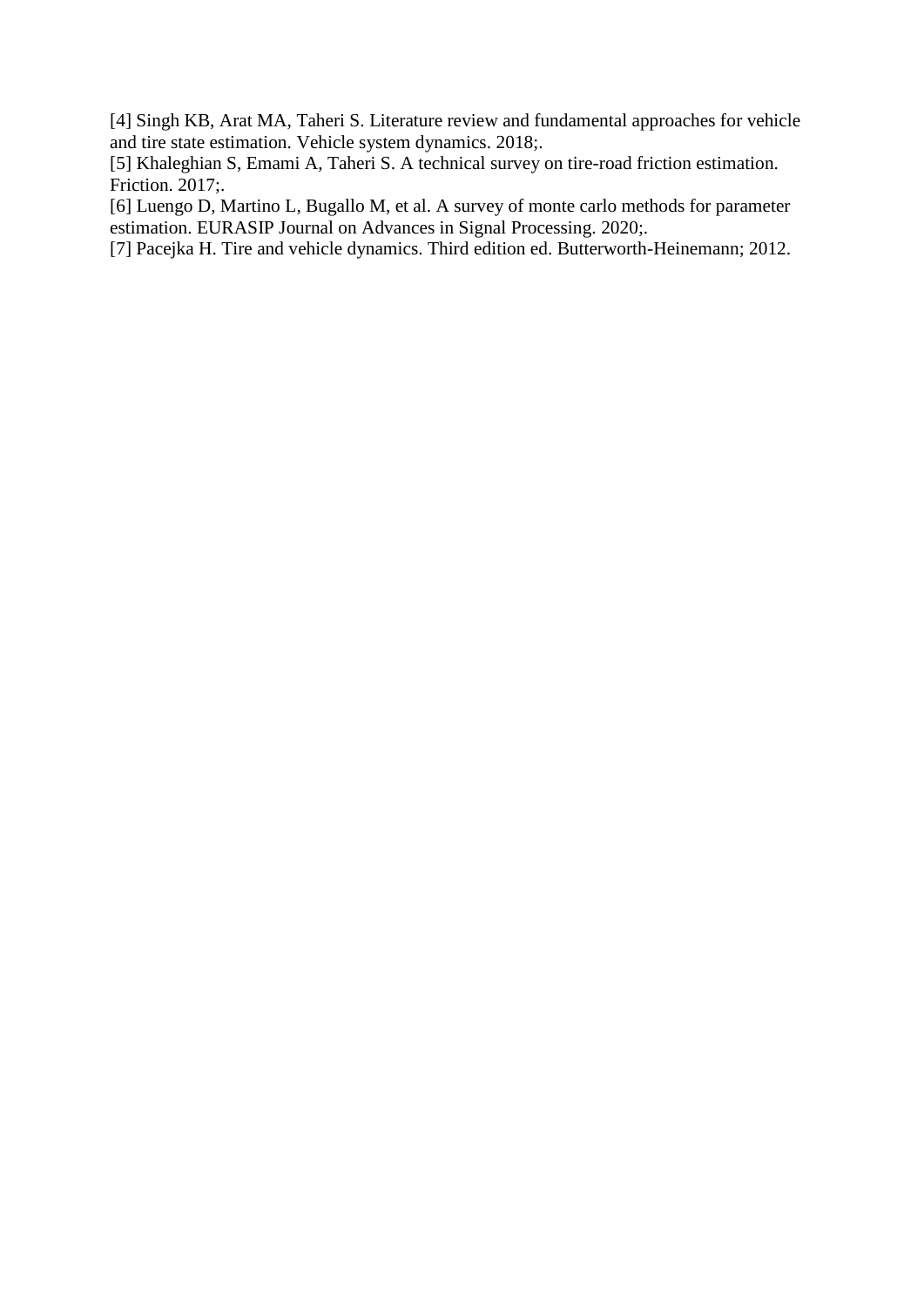[4] Singh KB, Arat MA, Taheri S. Literature review and fundamental approaches for vehicle and tire state estimation. Vehicle system dynamics. 2018;.

[5] Khaleghian S, Emami A, Taheri S. A technical survey on tire-road friction estimation. Friction. 2017;.

[6] Luengo D, Martino L, Bugallo M, et al. A survey of monte carlo methods for parameter estimation. EURASIP Journal on Advances in Signal Processing. 2020;.

[7] Pacejka H. Tire and vehicle dynamics. Third edition ed. Butterworth-Heinemann; 2012.